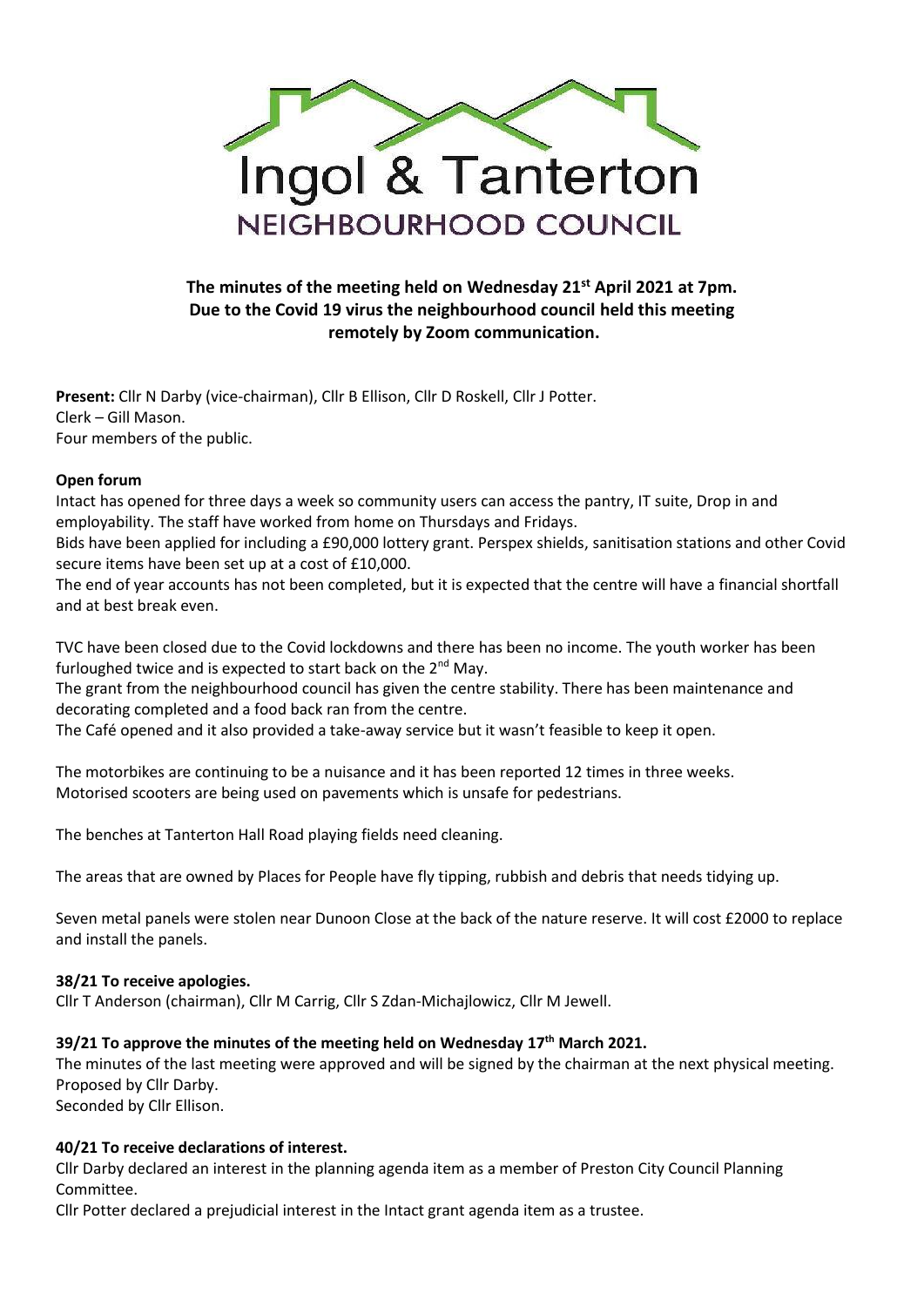# Ingol & Tanterton
## NEIGHBOURHOOD COUNCIL

**The minutes of the meeting held on Wednesday 21st April 2021 at 7pm. Due to the Covid 19 virus the neighbourhood council held this meeting remotely by Zoom communication.**

**Present:** Cllr N Darby (vice-chairman), Cllr B Ellison, Cllr D Roskell, Cllr J Potter.
Clerk – Gill Mason.
Four members of the public.

**Open forum**

Intact has opened for three days a week so community users can access the pantry, IT suite, Drop in and employability. The staff have worked from home on Thursdays and Fridays.

Bids have been applied for including a £90,000 lottery grant. Perspex shields, sanitisation stations and other Covid secure items have been set up at a cost of £10,000.

The end of year accounts has not been completed, but it is expected that the centre will have a financial shortfall and at best break even.

TVC have been closed due to the Covid lockdowns and there has been no income. The youth worker has been furloughed twice and is expected to start back on the 2nd May.

The grant from the neighbourhood council has given the centre stability. There has been maintenance and decorating completed and a food back ran from the centre.

The Café opened and it also provided a take-away service but it wasn't feasible to keep it open.

The motorbikes are continuing to be a nuisance and it has been reported 12 times in three weeks.
Motorised scooters are being used on pavements which is unsafe for pedestrians.

The benches at Tanterton Hall Road playing fields need cleaning.

The areas that are owned by Places for People have fly tipping, rubbish and debris that needs tidying up.

Seven metal panels were stolen near Dunoon Close at the back of the nature reserve. It will cost £2000 to replace and install the panels.

**38/21 To receive apologies.**

Cllr T Anderson (chairman), Cllr M Carrig, Cllr S Zdan-Michajlowicz, Cllr M Jewell.

**39/21 To approve the minutes of the meeting held on Wednesday 17th March 2021.**

The minutes of the last meeting were approved and will be signed by the chairman at the next physical meeting.
Proposed by Cllr Darby.
Seconded by Cllr Ellison.

**40/21 To receive declarations of interest.**

Cllr Darby declared an interest in the planning agenda item as a member of Preston City Council Planning Committee.

Cllr Potter declared a prejudicial interest in the Intact grant agenda item as a trustee.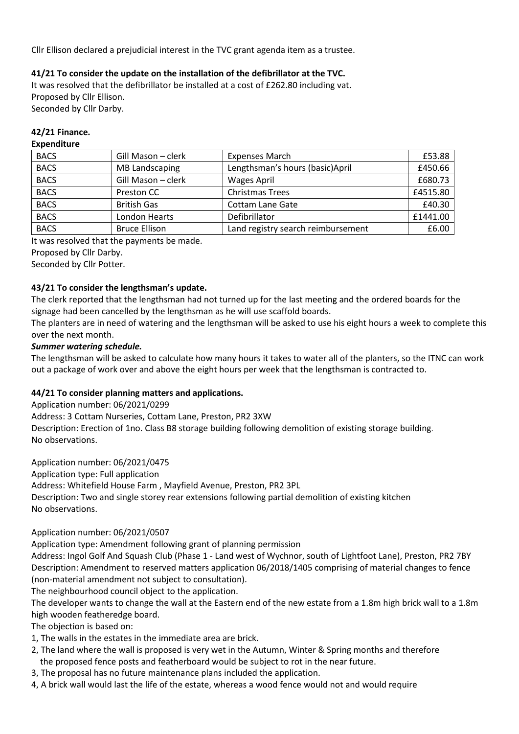Cllr Ellison declared a prejudicial interest in the TVC grant agenda item as a trustee.

**41/21 To consider the update on the installation of the defibrillator at the TVC.**

It was resolved that the defibrillator be installed at a cost of £262.80 including vat.
Proposed by Cllr Ellison.
Seconded by Cllr Darby.

**42/21 Finance.**

**Expenditure**

| | | | |
|---|---|---|---|
| BACS | Gill Mason – clerk | Expenses March | £53.88 |
| BACS | MB Landscaping | Lengthsman's hours (basic)April | £450.66 |
| BACS | Gill Mason – clerk | Wages April | £680.73 |
| BACS | Preston CC | Christmas Trees | £4515.80 |
| BACS | British Gas | Cottam Lane Gate | £40.30 |
| BACS | London Hearts | Defibrillator | £1441.00 |
| BACS | Bruce Ellison | Land registry search reimbursement | £6.00 |

It was resolved that the payments be made.
Proposed by Cllr Darby.
Seconded by Cllr Potter.

**43/21 To consider the lengthsman's update.**

The clerk reported that the lengthsman had not turned up for the last meeting and the ordered boards for the signage had been cancelled by the lengthsman as he will use scaffold boards.

The planters are in need of watering and the lengthsman will be asked to use his eight hours a week to complete this over the next month.

***Summer watering schedule.***

The lengthsman will be asked to calculate how many hours it takes to water all of the planters, so the ITNC can work out a package of work over and above the eight hours per week that the lengthsman is contracted to.

**44/21 To consider planning matters and applications.**

Application number: 06/2021/0299
Address: 3 Cottam Nurseries, Cottam Lane, Preston, PR2 3XW
Description: Erection of 1no. Class B8 storage building following demolition of existing storage building.
No observations.

Application number: 06/2021/0475
Application type: Full application
Address: Whitefield House Farm , Mayfield Avenue, Preston, PR2 3PL
Description: Two and single storey rear extensions following partial demolition of existing kitchen
No observations.

Application number: 06/2021/0507
Application type: Amendment following grant of planning permission
Address: Ingol Golf And Squash Club (Phase 1 - Land west of Wychnor, south of Lightfoot Lane), Preston, PR2 7BY
Description: Amendment to reserved matters application 06/2018/1405 comprising of material changes to fence (non-material amendment not subject to consultation).
The neighbourhood council object to the application.
The developer wants to change the wall at the Eastern end of the new estate from a 1.8m high brick wall to a 1.8m high wooden featheredge board.
The objection is based on:

1, The walls in the estates in the immediate area are brick.
2, The land where the wall is proposed is very wet in the Autumn, Winter & Spring months and therefore the proposed fence posts and featherboard would be subject to rot in the near future.
3, The proposal has no future maintenance plans included the application.
4, A brick wall would last the life of the estate, whereas a wood fence would not and would require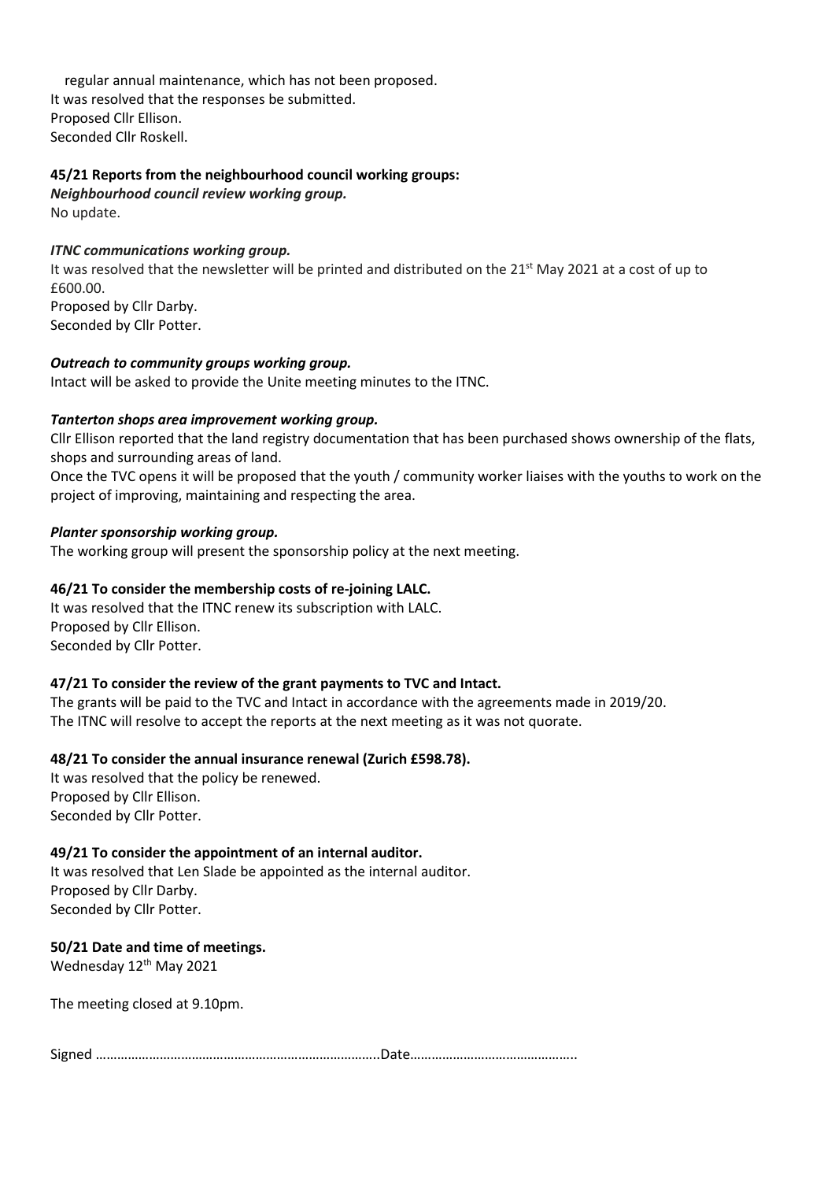regular annual maintenance, which has not been proposed.
It was resolved that the responses be submitted.
Proposed Cllr Ellison.
Seconded Cllr Roskell.

**45/21 Reports from the neighbourhood council working groups:**

***Neighbourhood council review working group.***
No update.

***ITNC communications working group.***
It was resolved that the newsletter will be printed and distributed on the 21st May 2021 at a cost of up to £600.00.
Proposed by Cllr Darby.
Seconded by Cllr Potter.

***Outreach to community groups working group.***
Intact will be asked to provide the Unite meeting minutes to the ITNC.

***Tanterton shops area improvement working group.***
Cllr Ellison reported that the land registry documentation that has been purchased shows ownership of the flats, shops and surrounding areas of land.
Once the TVC opens it will be proposed that the youth / community worker liaises with the youths to work on the project of improving, maintaining and respecting the area.

***Planter sponsorship working group.***
The working group will present the sponsorship policy at the next meeting.

**46/21 To consider the membership costs of re-joining LALC.**
It was resolved that the ITNC renew its subscription with LALC.
Proposed by Cllr Ellison.
Seconded by Cllr Potter.

**47/21 To consider the review of the grant payments to TVC and Intact.**
The grants will be paid to the TVC and Intact in accordance with the agreements made in 2019/20.
The ITNC will resolve to accept the reports at the next meeting as it was not quorate.

**48/21 To consider the annual insurance renewal (Zurich £598.78).**
It was resolved that the policy be renewed.
Proposed by Cllr Ellison.
Seconded by Cllr Potter.

**49/21 To consider the appointment of an internal auditor.**
It was resolved that Len Slade be appointed as the internal auditor.
Proposed by Cllr Darby.
Seconded by Cllr Potter.

**50/21 Date and time of meetings.**
Wednesday 12th May 2021

The meeting closed at 9.10pm.

Signed ……………………………………………………………………..Date………………………………………..